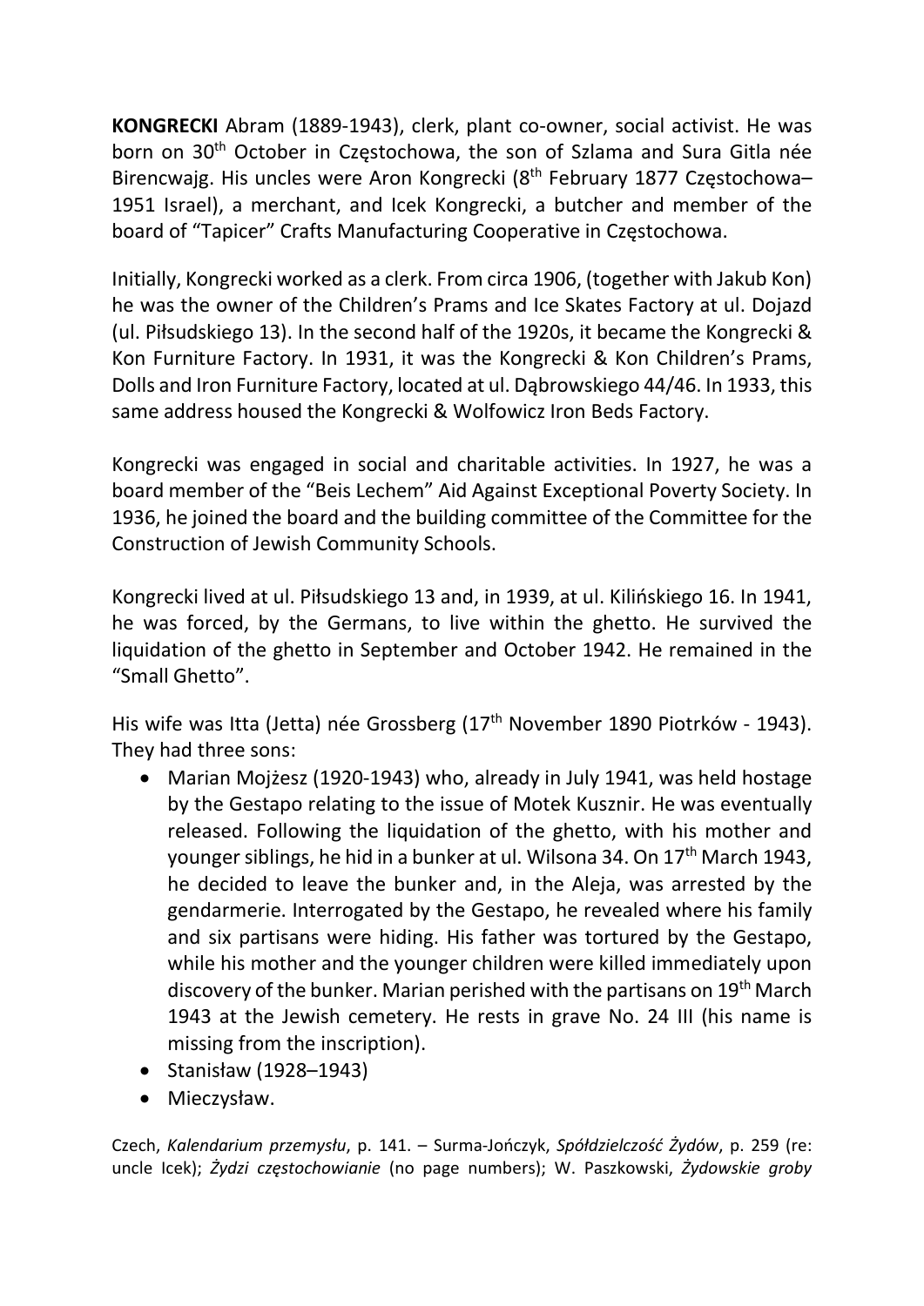**KONGRECKI** Abram (1889-1943), clerk, plant co-owner, social activist. He was born on 30th October in Częstochowa, the son of Szlama and Sura Gitla née Birencwajg. His uncles were Aron Kongrecki (8th February 1877 Częstochowa–1951 Israel), a merchant, and Icek Kongrecki, a butcher and member of the board of "Tapicer" Crafts Manufacturing Cooperative in Częstochowa.

Initially, Kongrecki worked as a clerk. From circa 1906, (together with Jakub Kon) he was the owner of the Children's Prams and Ice Skates Factory at ul. Dojazd (ul. Piłsudskiego 13). In the second half of the 1920s, it became the Kongrecki & Kon Furniture Factory. In 1931, it was the Kongrecki & Kon Children's Prams, Dolls and Iron Furniture Factory, located at ul. Dąbrowskiego 44/46. In 1933, this same address housed the Kongrecki & Wolfowicz Iron Beds Factory.

Kongrecki was engaged in social and charitable activities. In 1927, he was a board member of the "Beis Lechem" Aid Against Exceptional Poverty Society. In 1936, he joined the board and the building committee of the Committee for the Construction of Jewish Community Schools.

Kongrecki lived at ul. Piłsudskiego 13 and, in 1939, at ul. Kilińskiego 16. In 1941, he was forced, by the Germans, to live within the ghetto. He survived the liquidation of the ghetto in September and October 1942. He remained in the "Small Ghetto".

His wife was Itta (Jetta) née Grossberg (17th November 1890 Piotrków - 1943). They had three sons:

- Marian Mojżesz (1920-1943) who, already in July 1941, was held hostage by the Gestapo relating to the issue of Motek Kusznir. He was eventually released. Following the liquidation of the ghetto, with his mother and younger siblings, he hid in a bunker at ul. Wilsona 34. On 17th March 1943, he decided to leave the bunker and, in the Aleja, was arrested by the gendarmerie. Interrogated by the Gestapo, he revealed where his family and six partisans were hiding. His father was tortured by the Gestapo, while his mother and the younger children were killed immediately upon discovery of the bunker. Marian perished with the partisans on 19th March 1943 at the Jewish cemetery. He rests in grave No. 24 III (his name is missing from the inscription).
- Stanisław (1928–1943)
- Mieczysław.

Czech, *Kalendarium przemysłu*, p. 141. – Surma-Jończyk, *Spółdzielczość Żydów*, p. 259 (re: uncle Icek); *Żydzi częstochowianie* (no page numbers); W. Paszkowski, *Żydowskie groby*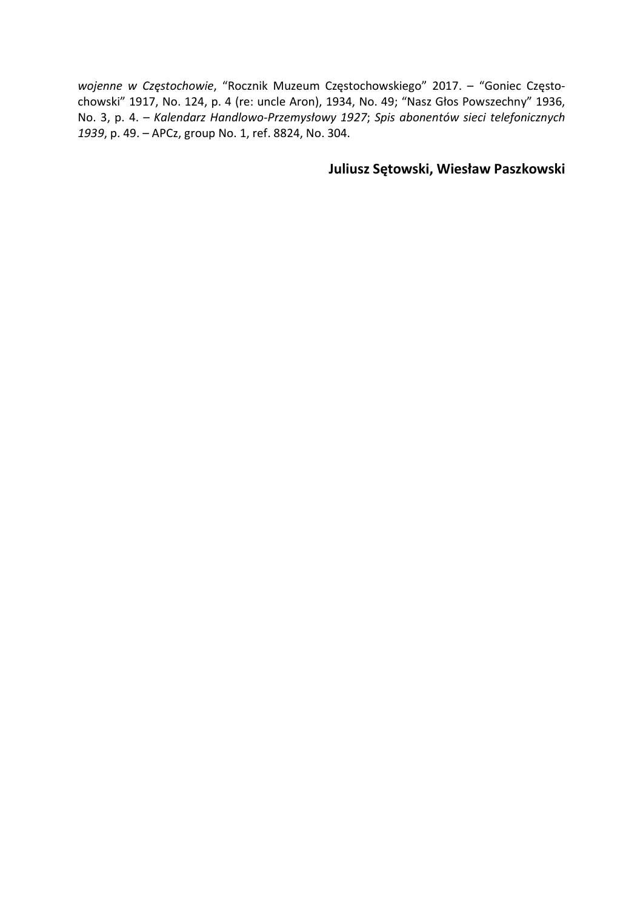*wojenne w Częstochowie*, “Rocznik Muzeum Częstochowskiego” 2017. – “Goniec Częstochowski” 1917, No. 124, p. 4 (re: uncle Aron), 1934, No. 49; “Nasz Głos Powszechny” 1936, No. 3, p. 4. – *Kalendarz Handlowo-Przemysłowy 1927*; *Spis abonentów sieci telefonicznych 1939*, p. 49. – APCz, group No. 1, ref. 8824, No. 304.

**Juliusz Sętowski, Wiesław Paszkowski**